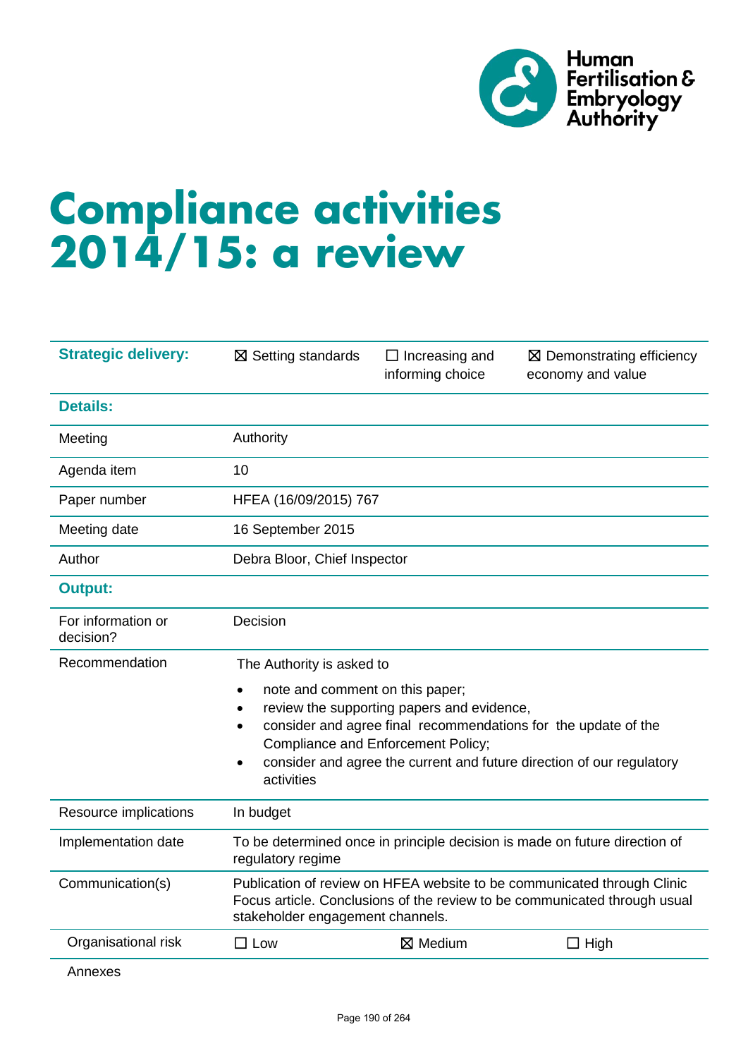Human Fertilisation & Embryology Authority

# Compliance activities 2014/15: a review

| **Strategic delivery:** | ☒ Setting standards | ☐ Increasing and informing choice | ☒ Demonstrating efficiency economy and value |
|---|---|---|---|
| **Details:** | | | |
| Meeting | Authority | | |
| Agenda item | 10 | | |
| Paper number | HFEA (16/09/2015) 767 | | |
| Meeting date | 16 September 2015 | | |
| Author | Debra Bloor, Chief Inspector | | |
| **Output:** | | | |
| For information or decision? | Decision | | |
| Recommendation | The Authority is asked to<br>• note and comment on this paper;<br>• review the supporting papers and evidence,<br>• consider and agree final recommendations for the update of the Compliance and Enforcement Policy;<br>• consider and agree the current and future direction of our regulatory activities | | |
| Resource implications | In budget | | |
| Implementation date | To be determined once in principle decision is made on future direction of regulatory regime | | |
| Communication(s) | Publication of review on HFEA website to be communicated through Clinic Focus article. Conclusions of the review to be communicated through usual stakeholder engagement channels. | | |
| Organisational risk | ☐ Low | ☒ Medium | ☐ High |
| Annexes | | | |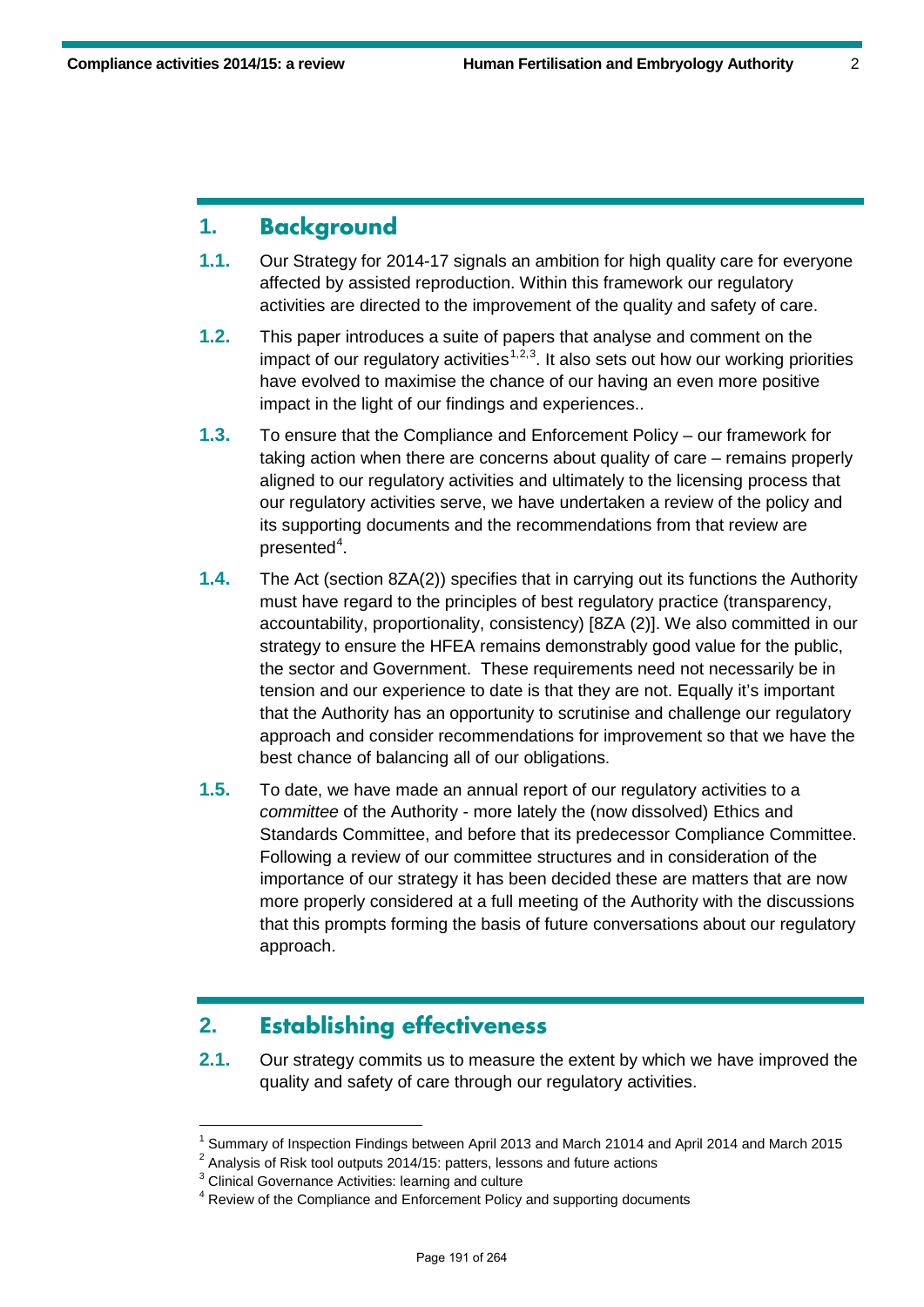## 1. Background

**1.1.** Our Strategy for 2014-17 signals an ambition for high quality care for everyone affected by assisted reproduction. Within this framework our regulatory activities are directed to the improvement of the quality and safety of care.

**1.2.** This paper introduces a suite of papers that analyse and comment on the impact of our regulatory activities[1,2,3]. It also sets out how our working priorities have evolved to maximise the chance of our having an even more positive impact in the light of our findings and experiences..

**1.3.** To ensure that the Compliance and Enforcement Policy – our framework for taking action when there are concerns about quality of care – remains properly aligned to our regulatory activities and ultimately to the licensing process that our regulatory activities serve, we have undertaken a review of the policy and its supporting documents and the recommendations from that review are presented[4].

**1.4.** The Act (section 8ZA(2)) specifies that in carrying out its functions the Authority must have regard to the principles of best regulatory practice (transparency, accountability, proportionality, consistency) [8ZA (2)]. We also committed in our strategy to ensure the HFEA remains demonstrably good value for the public, the sector and Government. These requirements need not necessarily be in tension and our experience to date is that they are not. Equally it's important that the Authority has an opportunity to scrutinise and challenge our regulatory approach and consider recommendations for improvement so that we have the best chance of balancing all of our obligations.

**1.5.** To date, we have made an annual report of our regulatory activities to a *committee* of the Authority - more lately the (now dissolved) Ethics and Standards Committee, and before that its predecessor Compliance Committee. Following a review of our committee structures and in consideration of the importance of our strategy it has been decided these are matters that are now more properly considered at a full meeting of the Authority with the discussions that this prompts forming the basis of future conversations about our regulatory approach.

## 2. Establishing effectiveness

**2.1.** Our strategy commits us to measure the extent by which we have improved the quality and safety of care through our regulatory activities.

---

[1] Summary of Inspection Findings between April 2013 and March 21014 and April 2014 and March 2015

[2] Analysis of Risk tool outputs 2014/15: patters, lessons and future actions

[3] Clinical Governance Activities: learning and culture

[4] Review of the Compliance and Enforcement Policy and supporting documents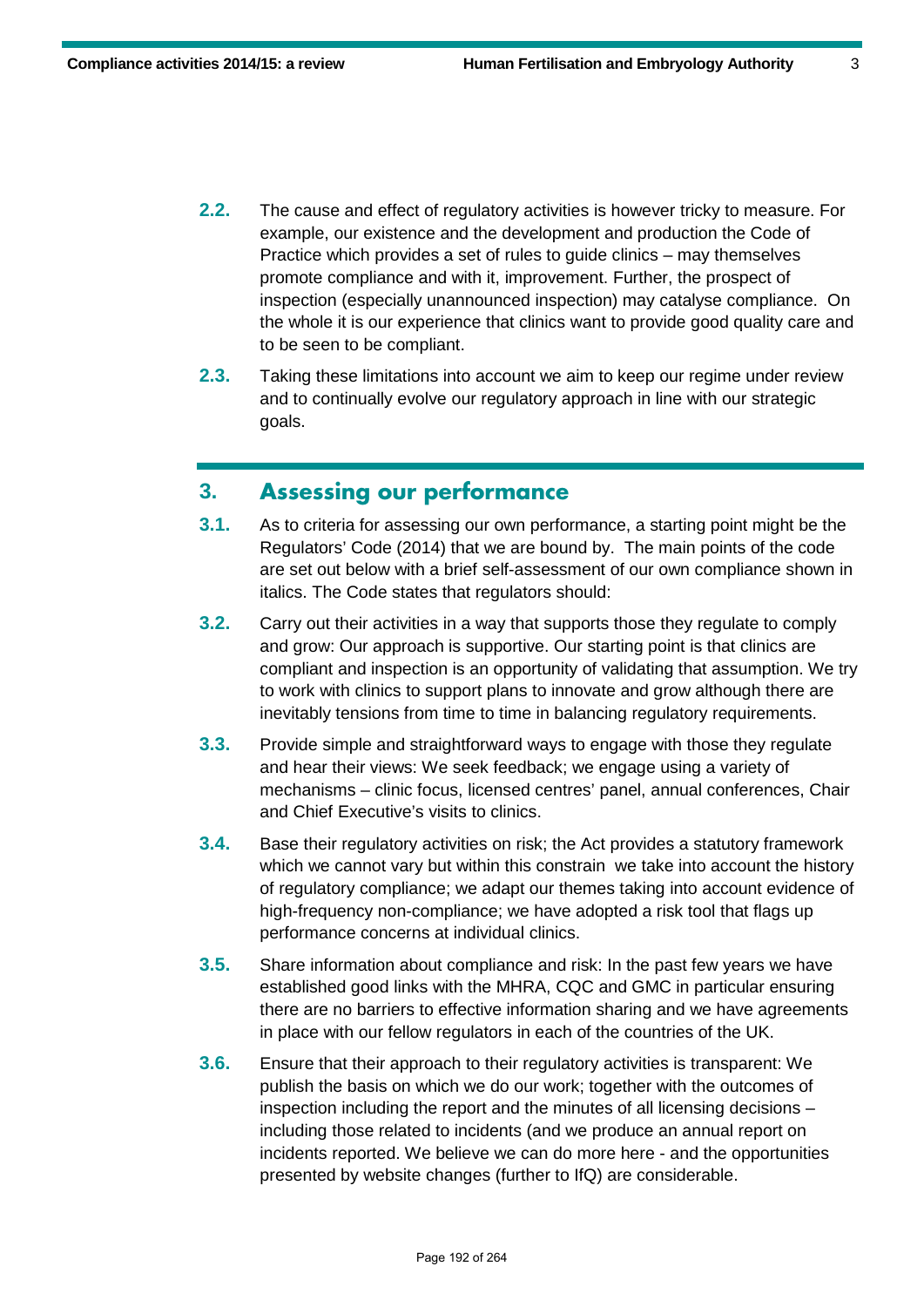**2.2.** The cause and effect of regulatory activities is however tricky to measure. For example, our existence and the development and production the Code of Practice which provides a set of rules to guide clinics – may themselves promote compliance and with it, improvement. Further, the prospect of inspection (especially unannounced inspection) may catalyse compliance. On the whole it is our experience that clinics want to provide good quality care and to be seen to be compliant.

**2.3.** Taking these limitations into account we aim to keep our regime under review and to continually evolve our regulatory approach in line with our strategic goals.

## 3. Assessing our performance

**3.1.** As to criteria for assessing our own performance, a starting point might be the Regulators' Code (2014) that we are bound by. The main points of the code are set out below with a brief self-assessment of our own compliance shown in italics. The Code states that regulators should:

**3.2.** Carry out their activities in a way that supports those they regulate to comply and grow: Our approach is supportive. Our starting point is that clinics are compliant and inspection is an opportunity of validating that assumption. We try to work with clinics to support plans to innovate and grow although there are inevitably tensions from time to time in balancing regulatory requirements.

**3.3.** Provide simple and straightforward ways to engage with those they regulate and hear their views: We seek feedback; we engage using a variety of mechanisms – clinic focus, licensed centres' panel, annual conferences, Chair and Chief Executive's visits to clinics.

**3.4.** Base their regulatory activities on risk; the Act provides a statutory framework which we cannot vary but within this constrain we take into account the history of regulatory compliance; we adapt our themes taking into account evidence of high-frequency non-compliance; we have adopted a risk tool that flags up performance concerns at individual clinics.

**3.5.** Share information about compliance and risk: In the past few years we have established good links with the MHRA, CQC and GMC in particular ensuring there are no barriers to effective information sharing and we have agreements in place with our fellow regulators in each of the countries of the UK.

**3.6.** Ensure that their approach to their regulatory activities is transparent: We publish the basis on which we do our work; together with the outcomes of inspection including the report and the minutes of all licensing decisions – including those related to incidents (and we produce an annual report on incidents reported. We believe we can do more here - and the opportunities presented by website changes (further to IfQ) are considerable.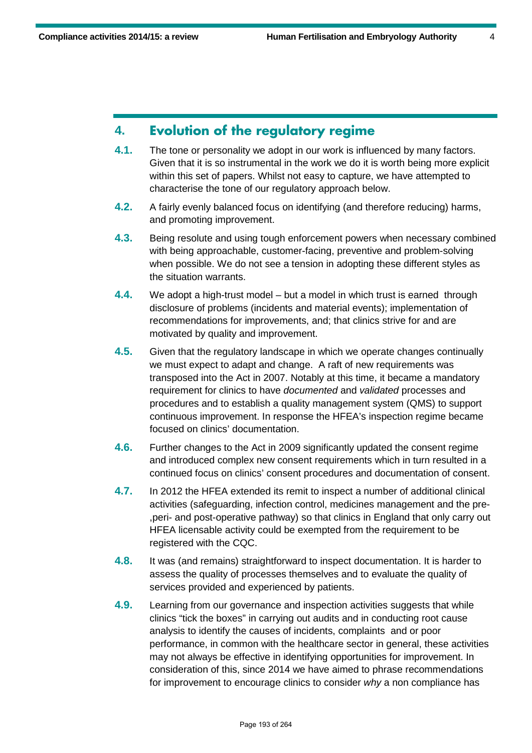## 4. Evolution of the regulatory regime

**4.1.** The tone or personality we adopt in our work is influenced by many factors. Given that it is so instrumental in the work we do it is worth being more explicit within this set of papers. Whilst not easy to capture, we have attempted to characterise the tone of our regulatory approach below.

**4.2.** A fairly evenly balanced focus on identifying (and therefore reducing) harms, and promoting improvement.

**4.3.** Being resolute and using tough enforcement powers when necessary combined with being approachable, customer-facing, preventive and problem-solving when possible. We do not see a tension in adopting these different styles as the situation warrants.

**4.4.** We adopt a high-trust model – but a model in which trust is earned through disclosure of problems (incidents and material events); implementation of recommendations for improvements, and; that clinics strive for and are motivated by quality and improvement.

**4.5.** Given that the regulatory landscape in which we operate changes continually we must expect to adapt and change. A raft of new requirements was transposed into the Act in 2007. Notably at this time, it became a mandatory requirement for clinics to have *documented* and *validated* processes and procedures and to establish a quality management system (QMS) to support continuous improvement. In response the HFEA's inspection regime became focused on clinics' documentation.

**4.6.** Further changes to the Act in 2009 significantly updated the consent regime and introduced complex new consent requirements which in turn resulted in a continued focus on clinics' consent procedures and documentation of consent.

**4.7.** In 2012 the HFEA extended its remit to inspect a number of additional clinical activities (safeguarding, infection control, medicines management and the pre- ,peri- and post-operative pathway) so that clinics in England that only carry out HFEA licensable activity could be exempted from the requirement to be registered with the CQC.

**4.8.** It was (and remains) straightforward to inspect documentation. It is harder to assess the quality of processes themselves and to evaluate the quality of services provided and experienced by patients.

**4.9.** Learning from our governance and inspection activities suggests that while clinics "tick the boxes" in carrying out audits and in conducting root cause analysis to identify the causes of incidents, complaints and or poor performance, in common with the healthcare sector in general, these activities may not always be effective in identifying opportunities for improvement. In consideration of this, since 2014 we have aimed to phrase recommendations for improvement to encourage clinics to consider *why* a non compliance has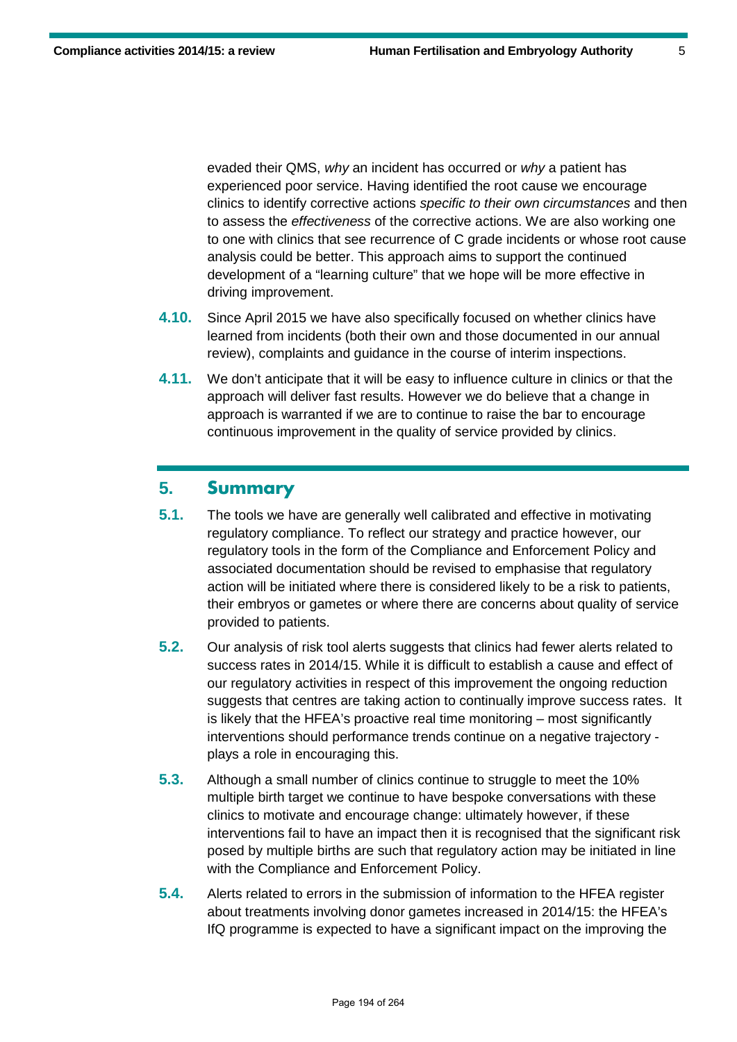evaded their QMS, *why* an incident has occurred or *why* a patient has experienced poor service. Having identified the root cause we encourage clinics to identify corrective actions *specific to their own circumstances* and then to assess the *effectiveness* of the corrective actions. We are also working one to one with clinics that see recurrence of C grade incidents or whose root cause analysis could be better. This approach aims to support the continued development of a "learning culture" that we hope will be more effective in driving improvement.

**4.10.** Since April 2015 we have also specifically focused on whether clinics have learned from incidents (both their own and those documented in our annual review), complaints and guidance in the course of interim inspections.

**4.11.** We don't anticipate that it will be easy to influence culture in clinics or that the approach will deliver fast results. However we do believe that a change in approach is warranted if we are to continue to raise the bar to encourage continuous improvement in the quality of service provided by clinics.

## 5. Summary

**5.1.** The tools we have are generally well calibrated and effective in motivating regulatory compliance. To reflect our strategy and practice however, our regulatory tools in the form of the Compliance and Enforcement Policy and associated documentation should be revised to emphasise that regulatory action will be initiated where there is considered likely to be a risk to patients, their embryos or gametes or where there are concerns about quality of service provided to patients.

**5.2.** Our analysis of risk tool alerts suggests that clinics had fewer alerts related to success rates in 2014/15. While it is difficult to establish a cause and effect of our regulatory activities in respect of this improvement the ongoing reduction suggests that centres are taking action to continually improve success rates. It is likely that the HFEA's proactive real time monitoring – most significantly interventions should performance trends continue on a negative trajectory - plays a role in encouraging this.

**5.3.** Although a small number of clinics continue to struggle to meet the 10% multiple birth target we continue to have bespoke conversations with these clinics to motivate and encourage change: ultimately however, if these interventions fail to have an impact then it is recognised that the significant risk posed by multiple births are such that regulatory action may be initiated in line with the Compliance and Enforcement Policy.

**5.4.** Alerts related to errors in the submission of information to the HFEA register about treatments involving donor gametes increased in 2014/15: the HFEA's IfQ programme is expected to have a significant impact on the improving the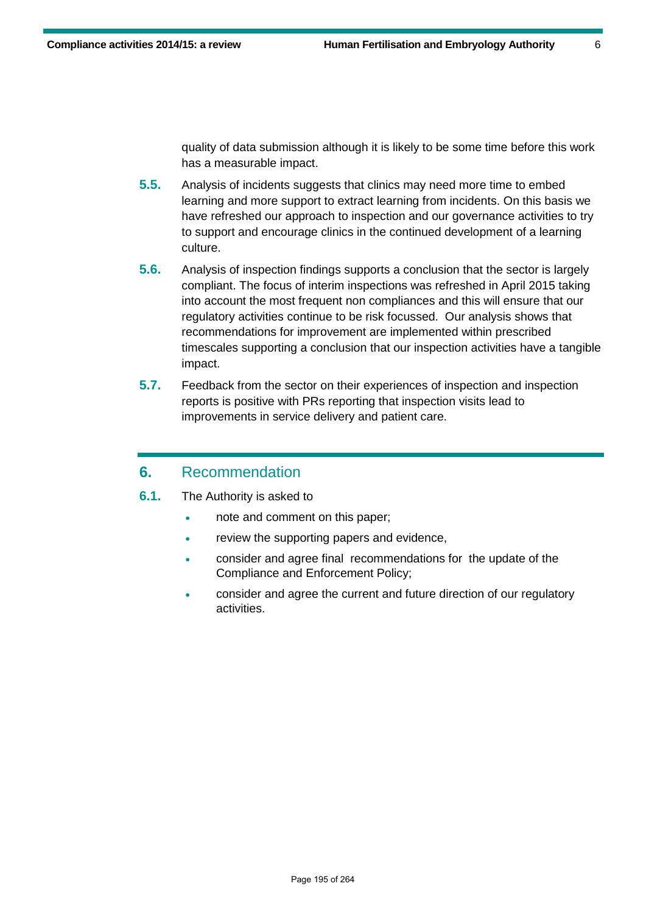quality of data submission although it is likely to be some time before this work has a measurable impact.

**5.5.** Analysis of incidents suggests that clinics may need more time to embed learning and more support to extract learning from incidents. On this basis we have refreshed our approach to inspection and our governance activities to try to support and encourage clinics in the continued development of a learning culture.

**5.6.** Analysis of inspection findings supports a conclusion that the sector is largely compliant. The focus of interim inspections was refreshed in April 2015 taking into account the most frequent non compliances and this will ensure that our regulatory activities continue to be risk focussed. Our analysis shows that recommendations for improvement are implemented within prescribed timescales supporting a conclusion that our inspection activities have a tangible impact.

**5.7.** Feedback from the sector on their experiences of inspection and inspection reports is positive with PRs reporting that inspection visits lead to improvements in service delivery and patient care.

## 6. Recommendation

**6.1.** The Authority is asked to

- note and comment on this paper;
- review the supporting papers and evidence,
- consider and agree final recommendations for the update of the Compliance and Enforcement Policy;
- consider and agree the current and future direction of our regulatory activities.